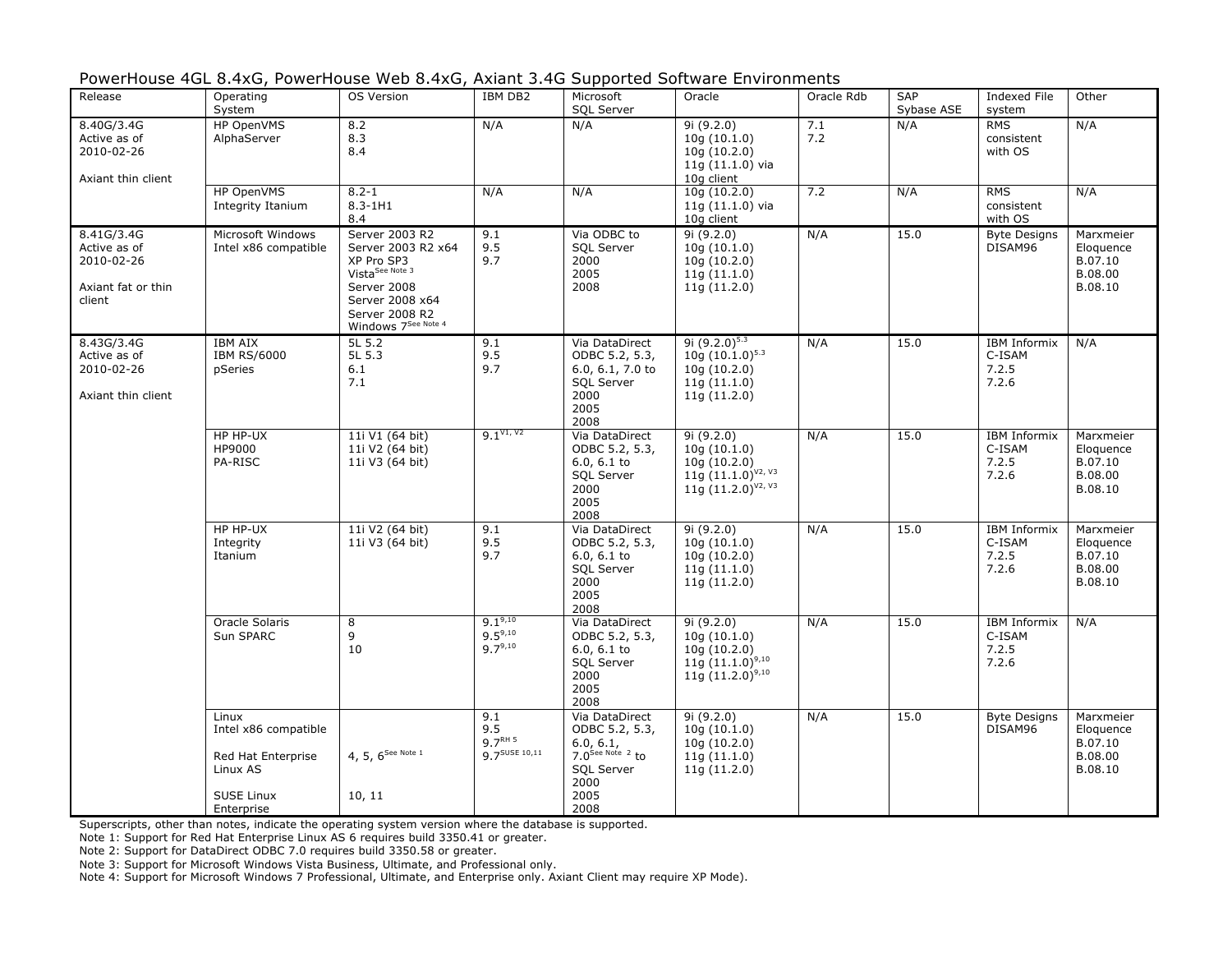PowerHouse 4GL 8.4xG, PowerHouse Web 8.4xG, Axiant 3.4G Supported Software Environments

| Release | Operating System | OS Version | IBM DB2 | Microsoft SQL Server | Oracle | Oracle Rdb | SAP Sybase ASE | Indexed File system | Other |
|---|---|---|---|---|---|---|---|---|---|
| 8.40G/3.4G Active as of 2010-02-26<br><br>Axiant thin client | HP OpenVMS AlphaServer | 8.2<br>8.3<br>8.4 | N/A | N/A | 9i (9.2.0)<br>10g (10.1.0)<br>10g (10.2.0)<br>11g (11.1.0) via 10g client | 7.1<br>7.2 | N/A | RMS consistent with OS | N/A |
| | HP OpenVMS Integrity Itanium | 8.2-1<br>8.3-1H1<br>8.4 | N/A | N/A | 10g (10.2.0)<br>11g (11.1.0) via 10g client | 7.2 | N/A | RMS consistent with OS | N/A |
| 8.41G/3.4G Active as of 2010-02-26<br><br>Axiant fat or thin client | Microsoft Windows Intel x86 compatible | Server 2003 R2<br>Server 2003 R2 x64<br>XP Pro SP3<br>Vista[See Note 3]<br>Server 2008<br>Server 2008 x64<br>Server 2008 R2<br>Windows 7[See Note 4] | 9.1<br>9.5<br>9.7 | Via ODBC to SQL Server<br>2000<br>2005<br>2008 | 9i (9.2.0)<br>10g (10.1.0)<br>10g (10.2.0)<br>11g (11.1.0)<br>11g (11.2.0) | N/A | 15.0 | Byte Designs DISAM96 | Marxmeier Eloquence<br>B.07.10<br>B.08.00<br>B.08.10 |
| 8.43G/3.4G Active as of 2010-02-26<br><br>Axiant thin client | IBM AIX<br>IBM RS/6000<br>pSeries | 5L 5.2<br>5L 5.3<br>6.1<br>7.1 | 9.1<br>9.5<br>9.7 | Via DataDirect ODBC 5.2, 5.3, 6.0, 6.1, 7.0 to SQL Server<br>2000<br>2005<br>2008 | 9i (9.2.0)[5.3]<br>10g (10.1.0)[5.3]<br>10g (10.2.0)<br>11g (11.1.0)<br>11g (11.2.0) | N/A | 15.0 | IBM Informix C-ISAM<br>7.2.5<br>7.2.6 | N/A |
| | HP HP-UX<br>HP9000<br>PA-RISC | 11i V1 (64 bit)<br>11i V2 (64 bit)<br>11i V3 (64 bit) | 9.1[V1, V2] | Via DataDirect ODBC 5.2, 5.3, 6.0, 6.1 to SQL Server<br>2000<br>2005<br>2008 | 9i (9.2.0)<br>10g (10.1.0)<br>10g (10.2.0)<br>11g (11.1.0)[V2, V3]<br>11g (11.2.0)[V2, V3] | N/A | 15.0 | IBM Informix C-ISAM<br>7.2.5<br>7.2.6 | Marxmeier Eloquence<br>B.07.10<br>B.08.00<br>B.08.10 |
| | HP HP-UX<br>Integrity<br>Itanium | 11i V2 (64 bit)<br>11i V3 (64 bit) | 9.1<br>9.5<br>9.7 | Via DataDirect ODBC 5.2, 5.3, 6.0, 6.1 to SQL Server<br>2000<br>2005<br>2008 | 9i (9.2.0)<br>10g (10.1.0)<br>10g (10.2.0)<br>11g (11.1.0)<br>11g (11.2.0) | N/A | 15.0 | IBM Informix C-ISAM<br>7.2.5<br>7.2.6 | Marxmeier Eloquence<br>B.07.10<br>B.08.00<br>B.08.10 |
| | Oracle Solaris<br>Sun SPARC | 8<br>9<br>10 | 9.1[9,10]<br>9.5[9,10]<br>9.7[9,10] | Via DataDirect ODBC 5.2, 5.3, 6.0, 6.1 to SQL Server<br>2000<br>2005<br>2008 | 9i (9.2.0)<br>10g (10.1.0)<br>10g (10.2.0)<br>11g (11.1.0)[9,10]<br>11g (11.2.0)[9,10] | N/A | 15.0 | IBM Informix C-ISAM<br>7.2.5<br>7.2.6 | N/A |
| | Linux<br>Intel x86 compatible<br><br>Red Hat Enterprise Linux AS<br><br>SUSE Linux Enterprise | <br><br><br>4, 5, 6[See Note 1]<br><br><br>10, 11 | 9.1<br>9.5<br>9.7[RH 5]<br>9.7[SUSE 10,11] | Via DataDirect ODBC 5.2, 5.3, 6.0, 6.1, 7.0[See Note 2] to SQL Server<br>2000<br>2005<br>2008 | 9i (9.2.0)<br>10g (10.1.0)<br>10g (10.2.0)<br>11g (11.1.0)<br>11g (11.2.0) | N/A | 15.0 | Byte Designs DISAM96 | Marxmeier Eloquence<br>B.07.10<br>B.08.00<br>B.08.10 |

Superscripts, other than notes, indicate the operating system version where the database is supported.
Note 1: Support for Red Hat Enterprise Linux AS 6 requires build 3350.41 or greater.
Note 2: Support for DataDirect ODBC 7.0 requires build 3350.58 or greater.
Note 3: Support for Microsoft Windows Vista Business, Ultimate, and Professional only.
Note 4: Support for Microsoft Windows 7 Professional, Ultimate, and Enterprise only. Axiant Client may require XP Mode).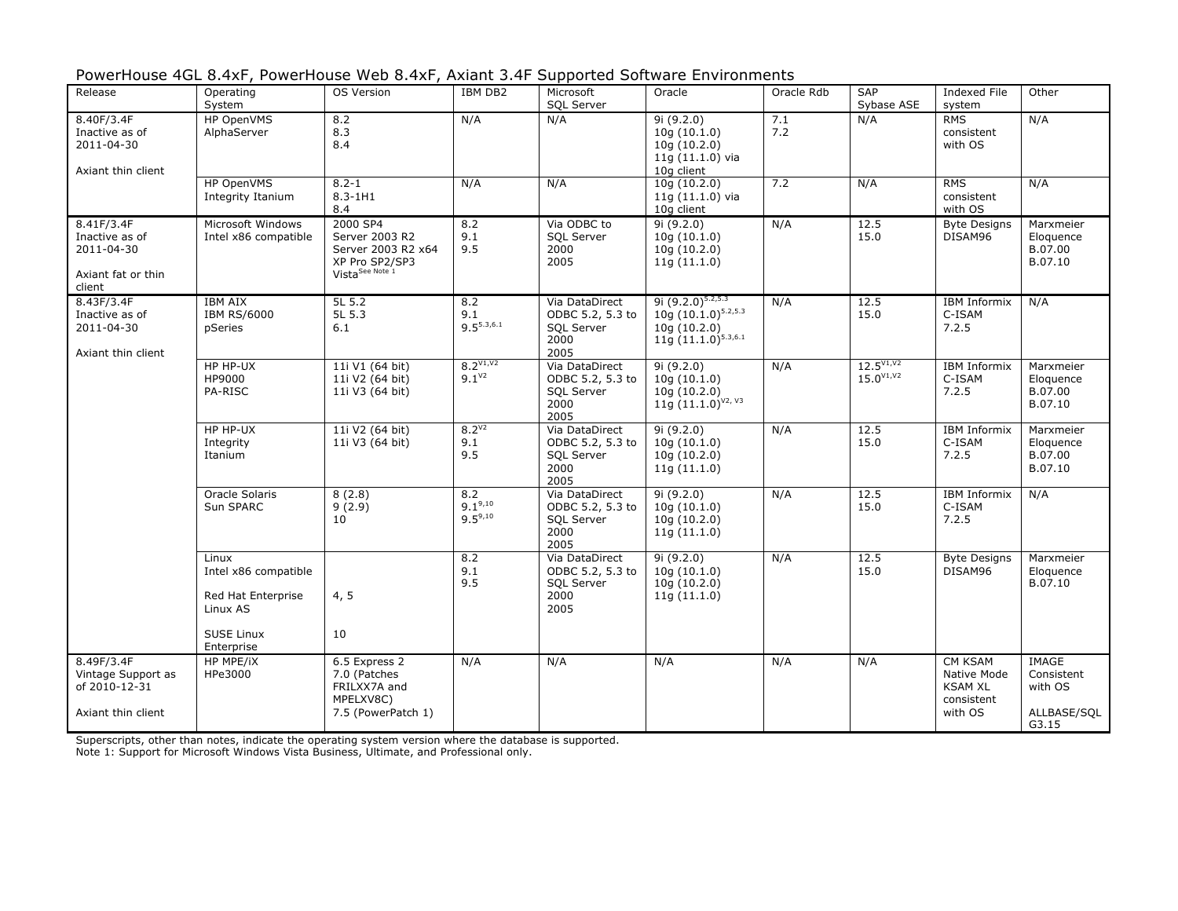# PowerHouse 4GL 8.4xF, PowerHouse Web 8.4xF, Axiant 3.4F Supported Software Environments

| Release | Operating System | OS Version | IBM DB2 | Microsoft SQL Server | Oracle | Oracle Rdb | SAP Sybase ASE | Indexed File system | Other |
|---|---|---|---|---|---|---|---|---|---|
| 8.40F/3.4F<br>Inactive as of 2011-04-30<br><br>Axiant thin client | HP OpenVMS<br>AlphaServer | 8.2<br>8.3<br>8.4 | N/A | N/A | 9i (9.2.0)<br>10g (10.1.0)<br>10g (10.2.0)<br>11g (11.1.0) via 10g client | 7.1<br>7.2 | N/A | RMS consistent with OS | N/A |
| | HP OpenVMS<br>Integrity Itanium | 8.2-1<br>8.3-1H1<br>8.4 | N/A | N/A | 10g (10.2.0)<br>11g (11.1.0) via 10g client | 7.2 | N/A | RMS consistent with OS | N/A |
| 8.41F/3.4F<br>Inactive as of 2011-04-30<br><br>Axiant fat or thin client | Microsoft Windows<br>Intel x86 compatible | 2000 SP4<br>Server 2003 R2<br>Server 2003 R2 x64<br>XP Pro SP2/SP3<br>Vista[See Note 1] | 8.2<br>9.1<br>9.5 | Via ODBC to SQL Server<br>2000<br>2005 | 9i (9.2.0)<br>10g (10.1.0)<br>10g (10.2.0)<br>11g (11.1.0) | N/A | 12.5<br>15.0 | Byte Designs DISAM96 | Marxmeier Eloquence<br>B.07.00<br>B.07.10 |
| 8.43F/3.4F<br>Inactive as of 2011-04-30<br><br>Axiant thin client | IBM AIX<br>IBM RS/6000<br>pSeries | 5L 5.2<br>5L 5.3<br>6.1 | 8.2<br>9.1<br>9.5[5.3,6.1] | Via DataDirect ODBC 5.2, 5.3 to SQL Server<br>2000<br>2005 | 9i (9.2.0)[5.2,5.3]<br>10g (10.1.0)[5.2,5.3]<br>10g (10.2.0)<br>11g (11.1.0)[5.3,6.1] | N/A | 12.5<br>15.0 | IBM Informix C-ISAM 7.2.5 | N/A |
| | HP HP-UX<br>HP9000<br>PA-RISC | 11i V1 (64 bit)<br>11i V2 (64 bit)<br>11i V3 (64 bit) | 8.2[V1,V2]<br>9.1[V2] | Via DataDirect ODBC 5.2, 5.3 to SQL Server<br>2000<br>2005 | 9i (9.2.0)<br>10g (10.1.0)<br>10g (10.2.0)<br>11g (11.1.0)[V2, V3] | N/A | 12.5[V1,V2]<br>15.0[V1,V2] | IBM Informix C-ISAM 7.2.5 | Marxmeier Eloquence<br>B.07.00<br>B.07.10 |
| | HP HP-UX<br>Integrity<br>Itanium | 11i V2 (64 bit)<br>11i V3 (64 bit) | 8.2[V2]<br>9.1<br>9.5 | Via DataDirect ODBC 5.2, 5.3 to SQL Server<br>2000<br>2005 | 9i (9.2.0)<br>10g (10.1.0)<br>10g (10.2.0)<br>11g (11.1.0) | N/A | 12.5<br>15.0 | IBM Informix C-ISAM 7.2.5 | Marxmeier Eloquence<br>B.07.00<br>B.07.10 |
| | Oracle Solaris<br>Sun SPARC | 8 (2.8)<br>9 (2.9)<br>10 | 8.2<br>9.1[9,10]<br>9.5[9,10] | Via DataDirect ODBC 5.2, 5.3 to SQL Server<br>2000<br>2005 | 9i (9.2.0)<br>10g (10.1.0)<br>10g (10.2.0)<br>11g (11.1.0) | N/A | 12.5<br>15.0 | IBM Informix C-ISAM 7.2.5 | N/A |
| | Linux<br>Intel x86 compatible<br><br>Red Hat Enterprise Linux AS<br><br>SUSE Linux Enterprise | <br><br><br>4, 5<br><br><br>10 | 8.2<br>9.1<br>9.5 | Via DataDirect ODBC 5.2, 5.3 to SQL Server<br>2000<br>2005 | 9i (9.2.0)<br>10g (10.1.0)<br>10g (10.2.0)<br>11g (11.1.0) | N/A | 12.5<br>15.0 | Byte Designs DISAM96 | Marxmeier Eloquence<br>B.07.10 |
| 8.49F/3.4F<br>Vintage Support as of 2010-12-31<br><br>Axiant thin client | HP MPE/iX<br>HPe3000 | 6.5 Express 2<br>7.0 (Patches FRILXX7A and MPELXV8C)<br>7.5 (PowerPatch 1) | N/A | N/A | N/A | N/A | N/A | CM KSAM<br>Native Mode KSAM XL consistent with OS | IMAGE Consistent with OS<br><br>ALLBASE/SQL G3.15 |

Superscripts, other than notes, indicate the operating system version where the database is supported.
Note 1: Support for Microsoft Windows Vista Business, Ultimate, and Professional only.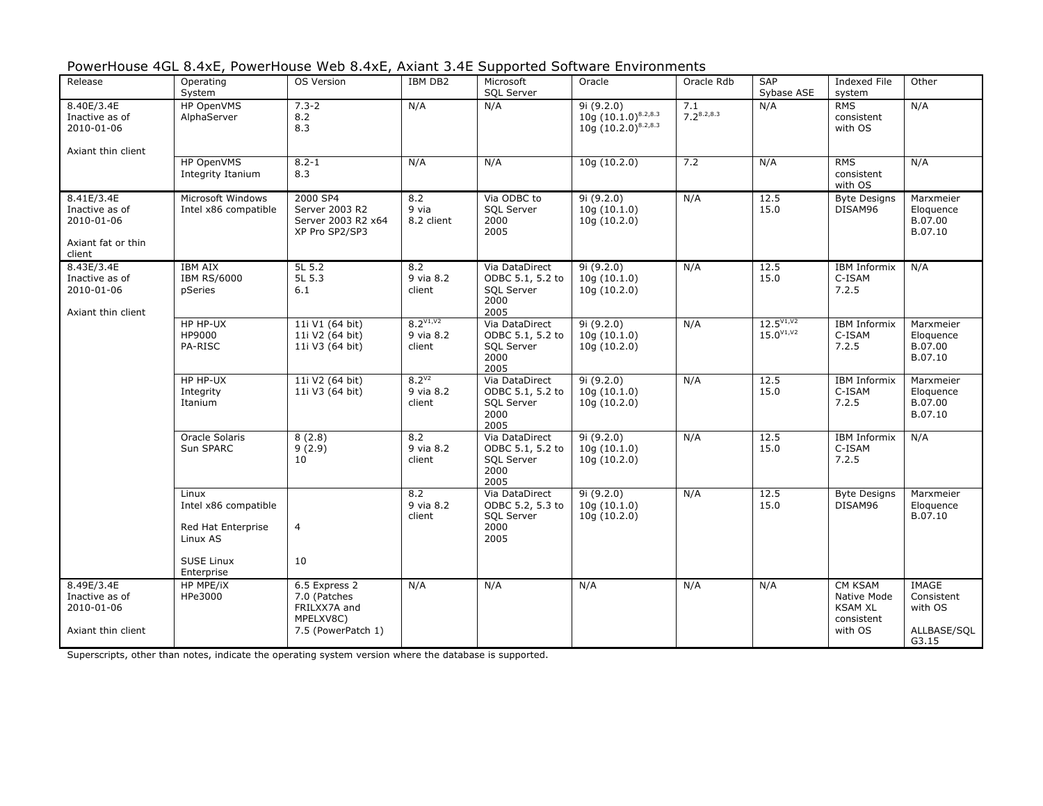# PowerHouse 4GL 8.4xE, PowerHouse Web 8.4xE, Axiant 3.4E Supported Software Environments

| Release | Operating System | OS Version | IBM DB2 | Microsoft SQL Server | Oracle | Oracle Rdb | SAP Sybase ASE | Indexed File system | Other |
|---|---|---|---|---|---|---|---|---|---|
| 8.40E/3.4E Inactive as of 2010-01-06 Axiant thin client | HP OpenVMS AlphaServer | 7.3-2 8.2 8.3 | N/A | N/A | 9i (9.2.0) 10g (10.1.0)[8.2,8.3] 10g (10.2.0)[8.2,8.3] | 7.1 7.2[8.2,8.3] | N/A | RMS consistent with OS | N/A |
| | HP OpenVMS Integrity Itanium | 8.2-1 8.3 | N/A | N/A | 10g (10.2.0) | 7.2 | N/A | RMS consistent with OS | N/A |
| 8.41E/3.4E Inactive as of 2010-01-06 Axiant fat or thin client | Microsoft Windows Intel x86 compatible | 2000 SP4 Server 2003 R2 Server 2003 R2 x64 XP Pro SP2/SP3 | 8.2 9 via 8.2 client | Via ODBC to SQL Server 2000 2005 | 9i (9.2.0) 10g (10.1.0) 10g (10.2.0) | N/A | 12.5 15.0 | Byte Designs DISAM96 | Marxmeier Eloquence B.07.00 B.07.10 |
| 8.43E/3.4E Inactive as of 2010-01-06 Axiant thin client | IBM AIX IBM RS/6000 pSeries | 5L 5.2 5L 5.3 6.1 | 8.2 9 via 8.2 client | Via DataDirect ODBC 5.1, 5.2 to SQL Server 2000 2005 | 9i (9.2.0) 10g (10.1.0) 10g (10.2.0) | N/A | 12.5 15.0 | IBM Informix C-ISAM 7.2.5 | N/A |
| | HP HP-UX HP9000 PA-RISC | 11i V1 (64 bit) 11i V2 (64 bit) 11i V3 (64 bit) | 8.2[V1,V2] 9 via 8.2 client | Via DataDirect ODBC 5.1, 5.2 to SQL Server 2000 2005 | 9i (9.2.0) 10g (10.1.0) 10g (10.2.0) | N/A | 12.5[V1,V2] 15.0[V1,V2] | IBM Informix C-ISAM 7.2.5 | Marxmeier Eloquence B.07.00 B.07.10 |
| | HP HP-UX Integrity Itanium | 11i V2 (64 bit) 11i V3 (64 bit) | 8.2[V2] 9 via 8.2 client | Via DataDirect ODBC 5.1, 5.2 to SQL Server 2000 2005 | 9i (9.2.0) 10g (10.1.0) 10g (10.2.0) | N/A | 12.5 15.0 | IBM Informix C-ISAM 7.2.5 | Marxmeier Eloquence B.07.00 B.07.10 |
| | Oracle Solaris Sun SPARC | 8 (2.8) 9 (2.9) 10 | 8.2 9 via 8.2 client | Via DataDirect ODBC 5.1, 5.2 to SQL Server 2000 2005 | 9i (9.2.0) 10g (10.1.0) 10g (10.2.0) | N/A | 12.5 15.0 | IBM Informix C-ISAM 7.2.5 | N/A |
| | Linux Intel x86 compatible Red Hat Enterprise Linux AS SUSE Linux Enterprise | 4 10 | 8.2 9 via 8.2 client | Via DataDirect ODBC 5.2, 5.3 to SQL Server 2000 2005 | 9i (9.2.0) 10g (10.1.0) 10g (10.2.0) | N/A | 12.5 15.0 | Byte Designs DISAM96 | Marxmeier Eloquence B.07.10 |
| 8.49E/3.4E Inactive as of 2010-01-06 Axiant thin client | HP MPE/iX HPe3000 | 6.5 Express 2 7.0 (Patches FRILXX7A and MPELXV8C) 7.5 (PowerPatch 1) | N/A | N/A | N/A | N/A | N/A | CM KSAM Native Mode KSAM XL consistent with OS | IMAGE Consistent with OS ALLBASE/SQL G3.15 |

Superscripts, other than notes, indicate the operating system version where the database is supported.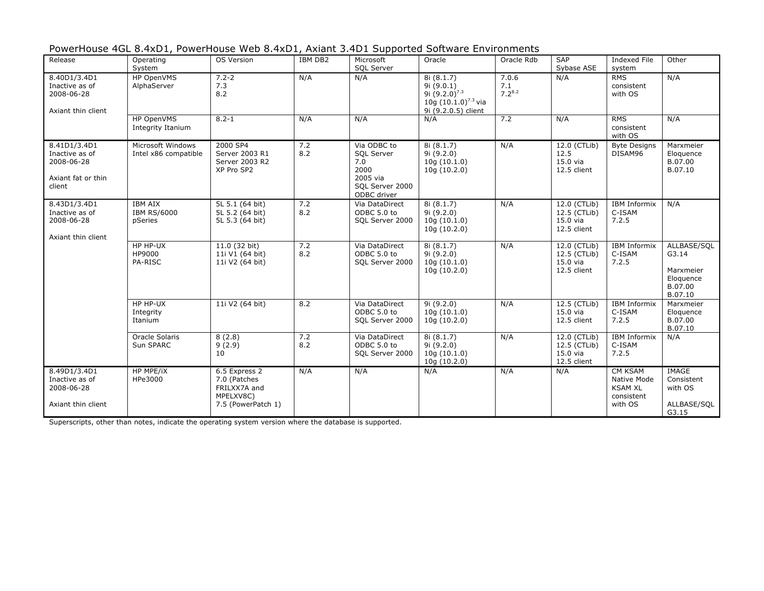PowerHouse 4GL 8.4xD1, PowerHouse Web 8.4xD1, Axiant 3.4D1 Supported Software Environments

| Release | Operating System | OS Version | IBM DB2 | Microsoft SQL Server | Oracle | Oracle Rdb | SAP Sybase ASE | Indexed File system | Other |
|---|---|---|---|---|---|---|---|---|---|
| 8.40D1/3.4D1 Inactive as of 2008-06-28<br><br>Axiant thin client | HP OpenVMS AlphaServer | 7.2-2<br>7.3<br>8.2 | N/A | N/A | 8i (8.1.7)<br>9i (9.0.1)<br>9i (9.2.0)$^{7.3}$<br>10g (10.1.0)$^{7.3}$ via 9i (9.2.0.5) client | 7.0.6<br>7.1<br>7.2$^{8.2}$ | N/A | RMS consistent with OS | N/A |
| | HP OpenVMS Integrity Itanium | 8.2-1 | N/A | N/A | N/A | 7.2 | N/A | RMS consistent with OS | N/A |
| 8.41D1/3.4D1 Inactive as of 2008-06-28<br><br>Axiant fat or thin client | Microsoft Windows Intel x86 compatible | 2000 SP4<br>Server 2003 R1<br>Server 2003 R2<br>XP Pro SP2 | 7.2<br>8.2 | Via ODBC to SQL Server 7.0<br>2000<br>2005 via SQL Server 2000 ODBC driver | 8i (8.1.7)<br>9i (9.2.0)<br>10g (10.1.0)<br>10g (10.2.0) | N/A | 12.0 (CTLib)<br>12.5<br>15.0 via 12.5 client | Byte Designs DISAM96 | Marxmeier Eloquence B.07.00<br>B.07.10 |
| 8.43D1/3.4D1 Inactive as of 2008-06-28<br><br>Axiant thin client | IBM AIX<br>IBM RS/6000 pSeries | 5L 5.1 (64 bit)<br>5L 5.2 (64 bit)<br>5L 5.3 (64 bit) | 7.2<br>8.2 | Via DataDirect ODBC 5.0 to SQL Server 2000 | 8i (8.1.7)<br>9i (9.2.0)<br>10g (10.1.0)<br>10g (10.2.0) | N/A | 12.0 (CTLib)<br>12.5 (CTLib)<br>15.0 via 12.5 client | IBM Informix C-ISAM 7.2.5 | N/A |
| | HP HP-UX HP9000 PA-RISC | 11.0 (32 bit)<br>11i V1 (64 bit)<br>11i V2 (64 bit) | 7.2<br>8.2 | Via DataDirect ODBC 5.0 to SQL Server 2000 | 8i (8.1.7)<br>9i (9.2.0)<br>10g (10.1.0)<br>10g (10.2.0) | N/A | 12.0 (CTLib)<br>12.5 (CTLib)<br>15.0 via 12.5 client | IBM Informix C-ISAM 7.2.5 | ALLBASE/SQL G3.14<br><br>Marxmeier Eloquence B.07.00<br>B.07.10 |
| | HP HP-UX Integrity Itanium | 11i V2 (64 bit) | 8.2 | Via DataDirect ODBC 5.0 to SQL Server 2000 | 9i (9.2.0)<br>10g (10.1.0)<br>10g (10.2.0) | N/A | 12.5 (CTLib)<br>15.0 via 12.5 client | IBM Informix C-ISAM 7.2.5 | Marxmeier Eloquence B.07.00<br>B.07.10 |
| | Oracle Solaris Sun SPARC | 8 (2.8)<br>9 (2.9)<br>10 | 7.2<br>8.2 | Via DataDirect ODBC 5.0 to SQL Server 2000 | 8i (8.1.7)<br>9i (9.2.0)<br>10g (10.1.0)<br>10g (10.2.0) | N/A | 12.0 (CTLib)<br>12.5 (CTLib)<br>15.0 via 12.5 client | IBM Informix C-ISAM 7.2.5 | N/A |
| 8.49D1/3.4D1 Inactive as of 2008-06-28<br><br>Axiant thin client | HP MPE/iX HPe3000 | 6.5 Express 2<br>7.0 (Patches FRILXX7A and MPELXV8C)<br>7.5 (PowerPatch 1) | N/A | N/A | N/A | N/A | N/A | CM KSAM Native Mode KSAM XL consistent with OS | IMAGE Consistent with OS<br><br>ALLBASE/SQL G3.15 |

Superscripts, other than notes, indicate the operating system version where the database is supported.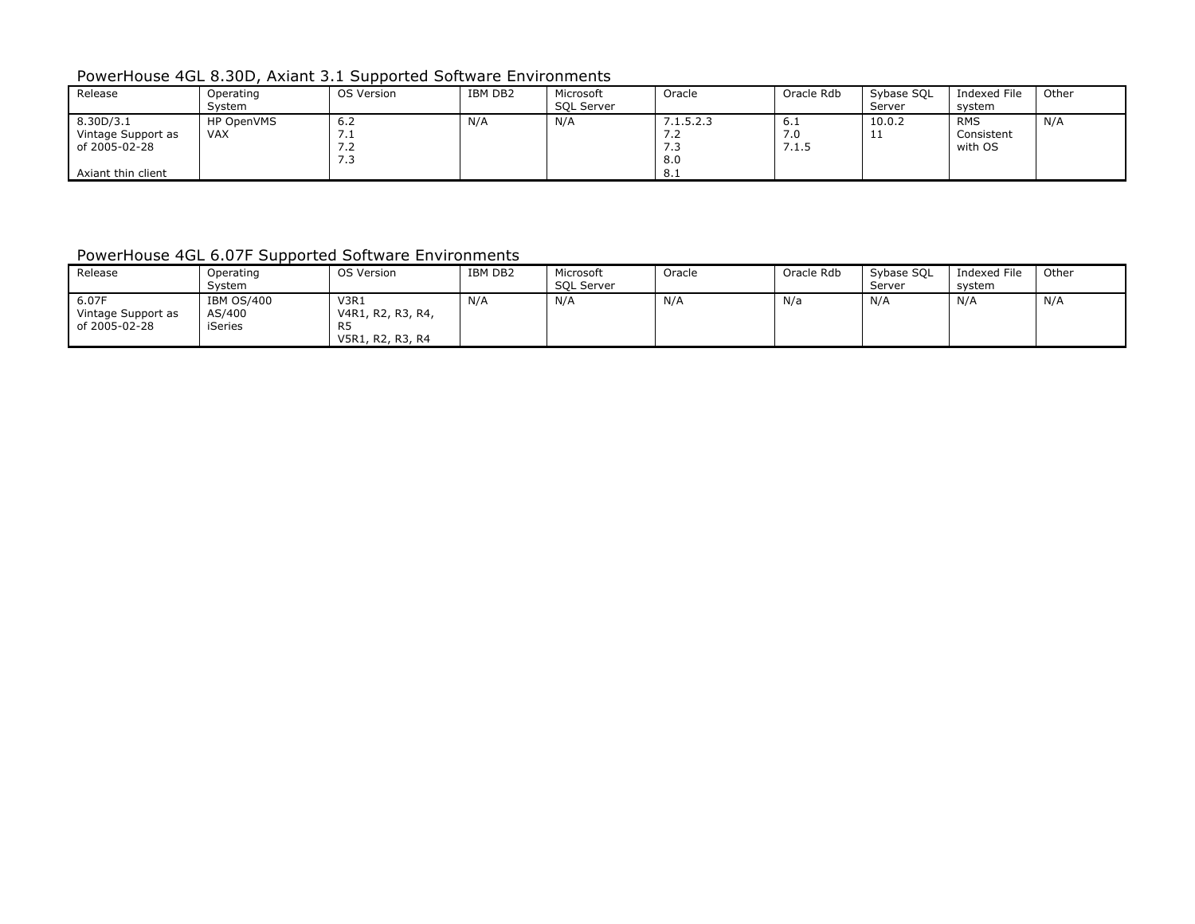## PowerHouse 4GL 8.30D, Axiant 3.1 Supported Software Environments

| Release | Operating System | OS Version | IBM DB2 | Microsoft SQL Server | Oracle | Oracle Rdb | Sybase SQL Server | Indexed File system | Other |
|---|---|---|---|---|---|---|---|---|---|
| 8.30D/3.1<br>Vintage Support as of 2005-02-28<br><br>Axiant thin client | HP OpenVMS VAX | 6.2<br>7.1<br>7.2<br>7.3 | N/A | N/A | 7.1.5.2.3<br>7.2<br>7.3<br>8.0<br>8.1 | 6.1<br>7.0<br>7.1.5 | 10.0.2<br>11 | RMS Consistent with OS | N/A |

## PowerHouse 4GL 6.07F Supported Software Environments

| Release | Operating System | OS Version | IBM DB2 | Microsoft SQL Server | Oracle | Oracle Rdb | Sybase SQL Server | Indexed File system | Other |
|---|---|---|---|---|---|---|---|---|---|
| 6.07F<br>Vintage Support as of 2005-02-28 | IBM OS/400<br>AS/400<br>iSeries | V3R1<br>V4R1, R2, R3, R4, R5<br>V5R1, R2, R3, R4 | N/A | N/A | N/A | N/a | N/A | N/A | N/A |